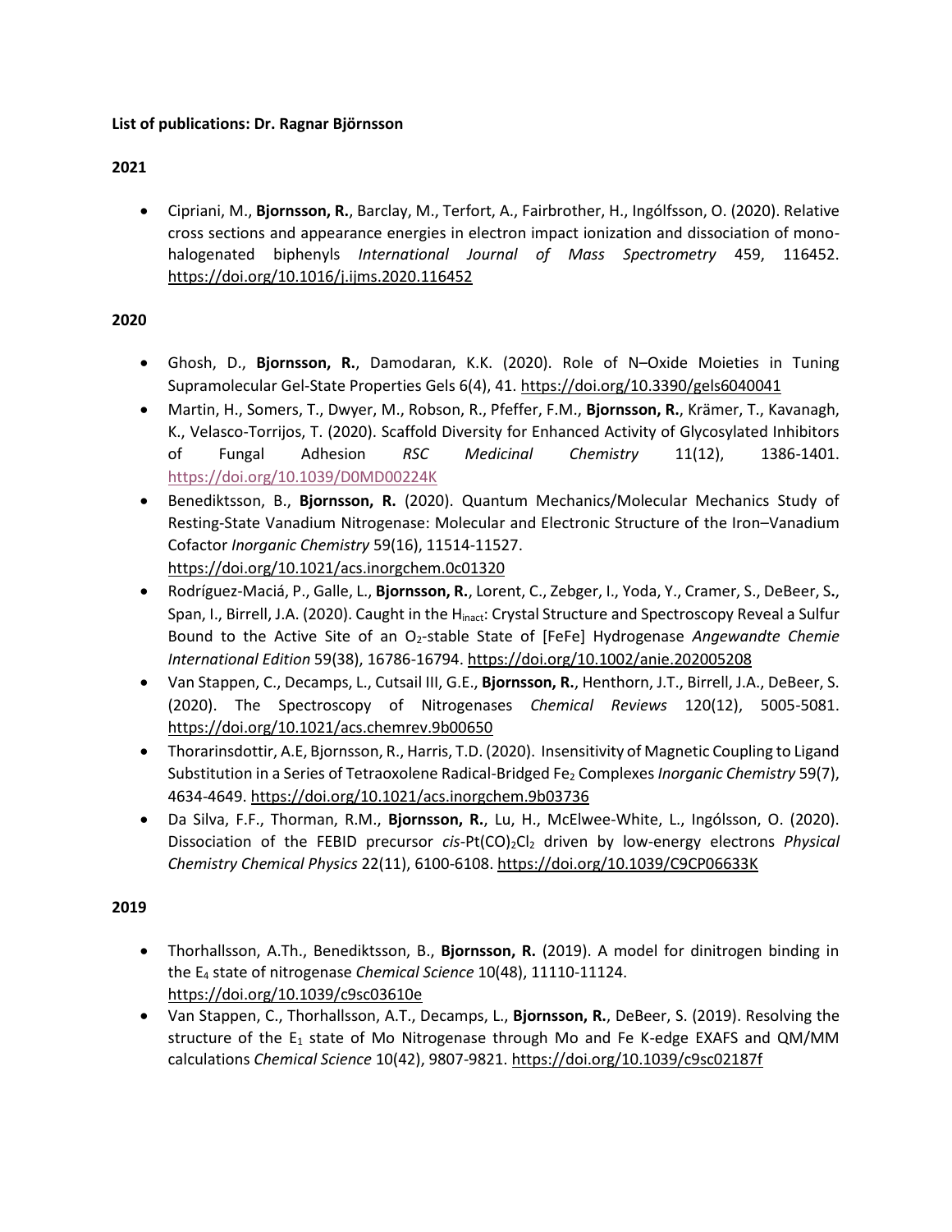**List of publications: Dr. Ragnar Björnsson**

**2021**

- Cipriani, M., **Bjornsson, R.**, Barclay, M., Terfort, A., Fairbrother, H., Ingólfsson, O. (2020). Relative cross sections and appearance energies in electron impact ionization and dissociation of mono-halogenated biphenyls *International Journal of Mass Spectrometry* 459, 116452. https://doi.org/10.1016/j.ijms.2020.116452

**2020**

- Ghosh, D., **Bjornsson, R.**, Damodaran, K.K. (2020). Role of N–Oxide Moieties in Tuning Supramolecular Gel-State Properties Gels 6(4), 41. https://doi.org/10.3390/gels6040041
- Martin, H., Somers, T., Dwyer, M., Robson, R., Pfeffer, F.M., **Bjornsson, R.**, Krämer, T., Kavanagh, K., Velasco-Torrijos, T. (2020). Scaffold Diversity for Enhanced Activity of Glycosylated Inhibitors of Fungal Adhesion *RSC Medicinal Chemistry* 11(12), 1386-1401. https://doi.org/10.1039/D0MD00224K
- Benediktsson, B., **Bjornsson, R.** (2020). Quantum Mechanics/Molecular Mechanics Study of Resting-State Vanadium Nitrogenase: Molecular and Electronic Structure of the Iron–Vanadium Cofactor *Inorganic Chemistry* 59(16), 11514-11527. https://doi.org/10.1021/acs.inorgchem.0c01320
- Rodríguez-Maciá, P., Galle, L., **Bjornsson, R.**, Lorent, C., Zebger, I., Yoda, Y., Cramer, S., DeBeer, S., Span, I., Birrell, J.A. (2020). Caught in the $H_{inact}$: Crystal Structure and Spectroscopy Reveal a Sulfur Bound to the Active Site of an $O_2$-stable State of [FeFe] Hydrogenase *Angewandte Chemie International Edition* 59(38), 16786-16794. https://doi.org/10.1002/anie.202005208
- Van Stappen, C., Decamps, L., Cutsail III, G.E., **Bjornsson, R.**, Henthorn, J.T., Birrell, J.A., DeBeer, S. (2020). The Spectroscopy of Nitrogenases *Chemical Reviews* 120(12), 5005-5081. https://doi.org/10.1021/acs.chemrev.9b00650
- Thorarinsdottir, A.E, Bjornsson, R., Harris, T.D. (2020). Insensitivity of Magnetic Coupling to Ligand Substitution in a Series of Tetraoxolene Radical-Bridged $Fe_2$ Complexes *Inorganic Chemistry* 59(7), 4634-4649. https://doi.org/10.1021/acs.inorgchem.9b03736
- Da Silva, F.F., Thorman, R.M., **Bjornsson, R.**, Lu, H., McElwee-White, L., Ingólsson, O. (2020). Dissociation of the FEBID precursor *cis*-$Pt(CO)_2Cl_2$ driven by low-energy electrons *Physical Chemistry Chemical Physics* 22(11), 6100-6108. https://doi.org/10.1039/C9CP06633K

**2019**

- Thorhallsson, A.Th., Benediktsson, B., **Bjornsson, R.** (2019). A model for dinitrogen binding in the $E_4$ state of nitrogenase *Chemical Science* 10(48), 11110-11124. https://doi.org/10.1039/c9sc03610e
- Van Stappen, C., Thorhallsson, A.T., Decamps, L., **Bjornsson, R.**, DeBeer, S. (2019). Resolving the structure of the $E_1$ state of Mo Nitrogenase through Mo and Fe K-edge EXAFS and QM/MM calculations *Chemical Science* 10(42), 9807-9821. https://doi.org/10.1039/c9sc02187f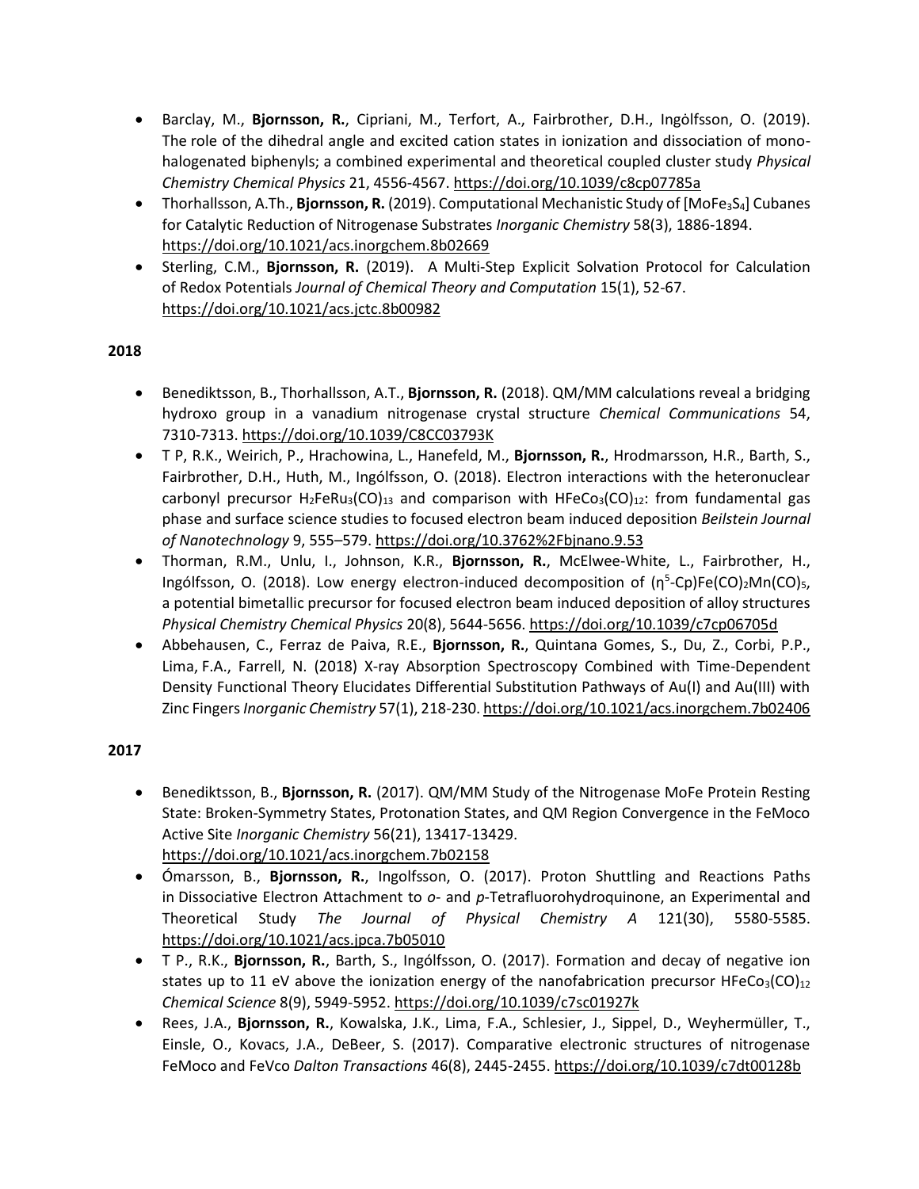- Barclay, M., **Bjornsson, R.**, Cipriani, M., Terfort, A., Fairbrother, D.H., Ingólfsson, O. (2019). The role of the dihedral angle and excited cation states in ionization and dissociation of mono-halogenated biphenyls; a combined experimental and theoretical coupled cluster study *Physical Chemistry Chemical Physics* 21, 4556-4567. https://doi.org/10.1039/c8cp07785a
- Thorhallsson, A.Th., **Bjornsson, R.** (2019). Computational Mechanistic Study of [$MoFe_3S_4$] Cubanes for Catalytic Reduction of Nitrogenase Substrates *Inorganic Chemistry* 58(3), 1886-1894. https://doi.org/10.1021/acs.inorgchem.8b02669
- Sterling, C.M., **Bjornsson, R.** (2019). A Multi-Step Explicit Solvation Protocol for Calculation of Redox Potentials *Journal of Chemical Theory and Computation* 15(1), 52-67. https://doi.org/10.1021/acs.jctc.8b00982

**2018**

- Benediktsson, B., Thorhallsson, A.T., **Bjornsson, R.** (2018). QM/MM calculations reveal a bridging hydroxo group in a vanadium nitrogenase crystal structure *Chemical Communications* 54, 7310-7313. https://doi.org/10.1039/C8CC03793K
- T P, R.K., Weirich, P., Hrachowina, L., Hanefeld, M., **Bjornsson, R.**, Hrodmarsson, H.R., Barth, S., Fairbrother, D.H., Huth, M., Ingólfsson, O. (2018). Electron interactions with the heteronuclear carbonyl precursor $H_2FeRu_3(CO)_{13}$ and comparison with $HFeCo_3(CO)_{12}$: from fundamental gas phase and surface science studies to focused electron beam induced deposition *Beilstein Journal of Nanotechnology* 9, 555–579. https://doi.org/10.3762%2Fbjnano.9.53
- Thorman, R.M., Unlu, I., Johnson, K.R., **Bjornsson, R.**, McElwee-White, L., Fairbrother, H., Ingólfsson, O. (2018). Low energy electron-induced decomposition of ($\eta^5$-Cp)$Fe(CO)_2Mn(CO)_5$, a potential bimetallic precursor for focused electron beam induced deposition of alloy structures *Physical Chemistry Chemical Physics* 20(8), 5644-5656. https://doi.org/10.1039/c7cp06705d
- Abbehausen, C., Ferraz de Paiva, R.E., **Bjornsson, R.**, Quintana Gomes, S., Du, Z., Corbi, P.P., Lima, F.A., Farrell, N. (2018) X-ray Absorption Spectroscopy Combined with Time-Dependent Density Functional Theory Elucidates Differential Substitution Pathways of Au(I) and Au(III) with Zinc Fingers *Inorganic Chemistry* 57(1), 218-230. https://doi.org/10.1021/acs.inorgchem.7b02406

**2017**

- Benediktsson, B., **Bjornsson, R.** (2017). QM/MM Study of the Nitrogenase MoFe Protein Resting State: Broken-Symmetry States, Protonation States, and QM Region Convergence in the FeMoco Active Site *Inorganic Chemistry* 56(21), 13417-13429. https://doi.org/10.1021/acs.inorgchem.7b02158
- Ómarsson, B., **Bjornsson, R.**, Ingolfsson, O. (2017). Proton Shuttling and Reactions Paths in Dissociative Electron Attachment to *o*- and *p*-Tetrafluorohydroquinone, an Experimental and Theoretical Study *The Journal of Physical Chemistry A* 121(30), 5580-5585. https://doi.org/10.1021/acs.jpca.7b05010
- T P., R.K., **Bjornsson, R.**, Barth, S., Ingólfsson, O. (2017). Formation and decay of negative ion states up to 11 eV above the ionization energy of the nanofabrication precursor $HFeCo_3(CO)_{12}$ *Chemical Science* 8(9), 5949-5952. https://doi.org/10.1039/c7sc01927k
- Rees, J.A., **Bjornsson, R.**, Kowalska, J.K., Lima, F.A., Schlesier, J., Sippel, D., Weyhermüller, T., Einsle, O., Kovacs, J.A., DeBeer, S. (2017). Comparative electronic structures of nitrogenase FeMoco and FeVco *Dalton Transactions* 46(8), 2445-2455. https://doi.org/10.1039/c7dt00128b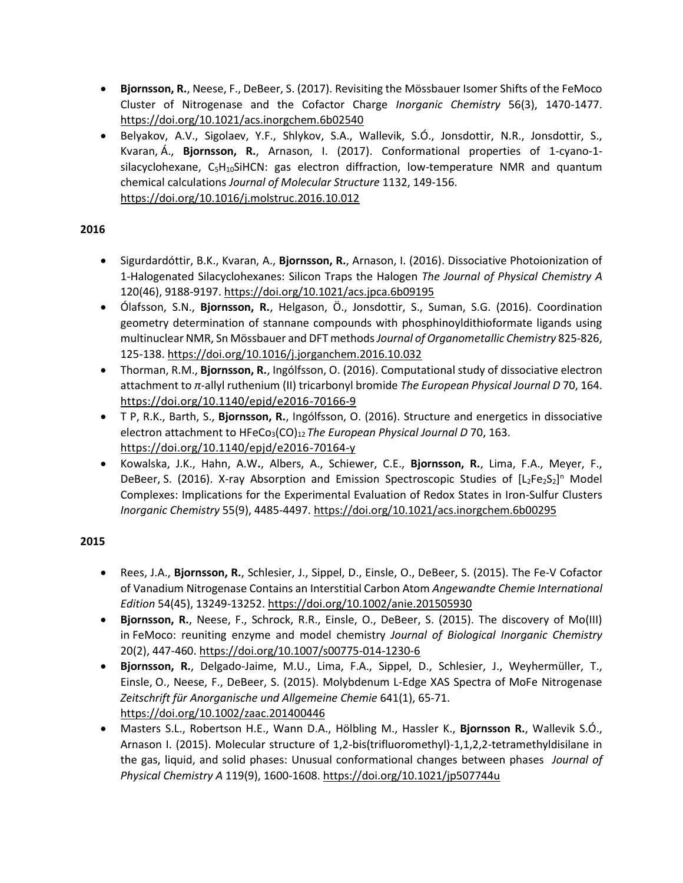- **Bjornsson, R.**, Neese, F., DeBeer, S. (2017). Revisiting the Mössbauer Isomer Shifts of the FeMoco Cluster of Nitrogenase and the Cofactor Charge *Inorganic Chemistry* 56(3), 1470-1477. https://doi.org/10.1021/acs.inorgchem.6b02540
- Belyakov, A.V., Sigolaev, Y.F., Shlykov, S.A., Wallevik, S.Ó., Jonsdottir, N.R., Jonsdottir, S., Kvaran, Á., **Bjornsson, R.**, Arnason, I. (2017). Conformational properties of 1-cyano-1-silacyclohexane, $C_5H_{10}SiHCN$: gas electron diffraction, low-temperature NMR and quantum chemical calculations *Journal of Molecular Structure* 1132, 149-156. https://doi.org/10.1016/j.molstruc.2016.10.012

**2016**

- Sigurdardóttir, B.K., Kvaran, A., **Bjornsson, R.**, Arnason, I. (2016). Dissociative Photoionization of 1-Halogenated Silacyclohexanes: Silicon Traps the Halogen *The Journal of Physical Chemistry A* 120(46), 9188-9197. https://doi.org/10.1021/acs.jpca.6b09195
- Ólafsson, S.N., **Bjornsson, R.**, Helgason, Ö., Jonsdottir, S., Suman, S.G. (2016). Coordination geometry determination of stannane compounds with phosphinoyldithioformate ligands using multinuclear NMR, Sn Mössbauer and DFT methods *Journal of Organometallic Chemistry* 825-826, 125-138. https://doi.org/10.1016/j.jorganchem.2016.10.032
- Thorman, R.M., **Bjornsson, R.**, Ingólfsson, O. (2016). Computational study of dissociative electron attachment to $\pi$-allyl ruthenium (II) tricarbonyl bromide *The European Physical Journal D* 70, 164. https://doi.org/10.1140/epjd/e2016-70166-9
- T P, R.K., Barth, S., **Bjornsson, R.**, Ingólfsson, O. (2016). Structure and energetics in dissociative electron attachment to $HFeCo_3(CO)_{12}$ *The European Physical Journal D* 70, 163. https://doi.org/10.1140/epjd/e2016-70164-y
- Kowalska, J.K., Hahn, A.W**.**, Albers, A., Schiewer, C.E., **Bjornsson, R.**, Lima, F.A., Meyer, F., DeBeer, S. (2016). X-ray Absorption and Emission Spectroscopic Studies of $[L_2Fe_2S_2]^n$ Model Complexes: Implications for the Experimental Evaluation of Redox States in Iron-Sulfur Clusters *Inorganic Chemistry* 55(9), 4485-4497. https://doi.org/10.1021/acs.inorgchem.6b00295

**2015**

- Rees, J.A., **Bjornsson, R.**, Schlesier, J., Sippel, D., Einsle, O., DeBeer, S. (2015). The Fe-V Cofactor of Vanadium Nitrogenase Contains an Interstitial Carbon Atom *Angewandte Chemie International Edition* 54(45), 13249-13252. https://doi.org/10.1002/anie.201505930
- **Bjornsson, R.**, Neese, F., Schrock, R.R., Einsle, O., DeBeer, S. (2015). The discovery of Mo(III) in FeMoco: reuniting enzyme and model chemistry *Journal of Biological Inorganic Chemistry* 20(2), 447-460. https://doi.org/10.1007/s00775-014-1230-6
- **Bjornsson, R.**, Delgado-Jaime, M.U., Lima, F.A., Sippel, D., Schlesier, J., Weyhermüller, T., Einsle, O., Neese, F., DeBeer, S. (2015). Molybdenum L-Edge XAS Spectra of MoFe Nitrogenase *Zeitschrift für Anorganische und Allgemeine Chemie* 641(1), 65-71. https://doi.org/10.1002/zaac.201400446
- Masters S.L., Robertson H.E., Wann D.A., Hölbling M., Hassler K., **Bjornsson R.**, Wallevik S.Ó., Arnason I. (2015). Molecular structure of 1,2-bis(trifluoromethyl)-1,1,2,2-tetramethyldisilane in the gas, liquid, and solid phases: Unusual conformational changes between phases *Journal of Physical Chemistry A* 119(9), 1600-1608. https://doi.org/10.1021/jp507744u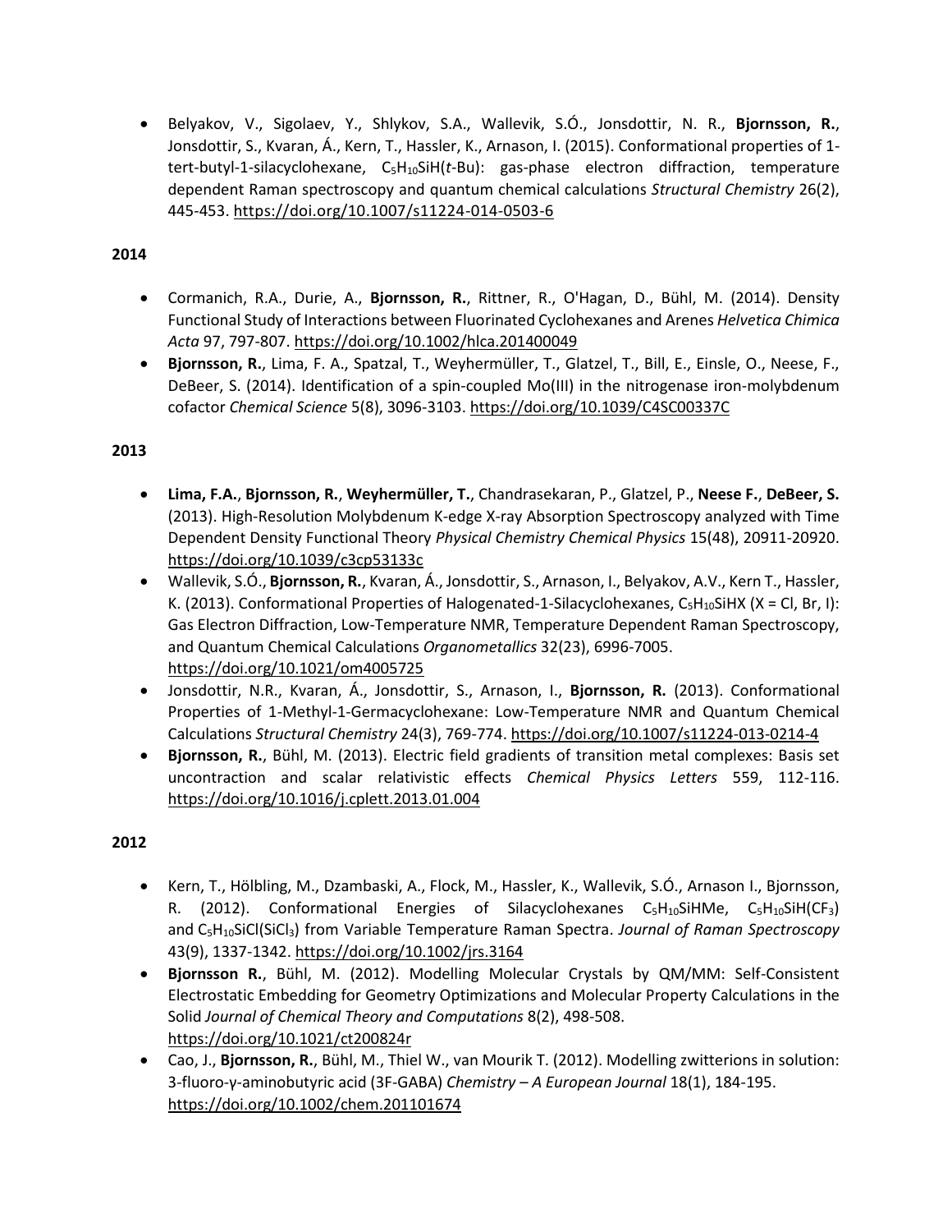- Belyakov, V., Sigolaev, Y., Shlykov, S.A., Wallevik, S.Ó., Jonsdottir, N. R., **Bjornsson, R.**, Jonsdottir, S., Kvaran, Á., Kern, T., Hassler, K., Arnason, I. (2015). Conformational properties of 1-tert-butyl-1-silacyclohexane, $C_5H_{10}SiH$(*t*-Bu): gas-phase electron diffraction, temperature dependent Raman spectroscopy and quantum chemical calculations *Structural Chemistry* 26(2), 445-453. https://doi.org/10.1007/s11224-014-0503-6

**2014**

- Cormanich, R.A., Durie, A., **Bjornsson, R.**, Rittner, R., O'Hagan, D., Bühl, M. (2014). Density Functional Study of Interactions between Fluorinated Cyclohexanes and Arenes *Helvetica Chimica Acta* 97, 797-807. https://doi.org/10.1002/hlca.201400049
- **Bjornsson, R.**, Lima, F. A., Spatzal, T., Weyhermüller, T., Glatzel, T., Bill, E., Einsle, O., Neese, F., DeBeer, S. (2014). Identification of a spin-coupled Mo(III) in the nitrogenase iron-molybdenum cofactor *Chemical Science* 5(8), 3096-3103. https://doi.org/10.1039/C4SC00337C

**2013**

- **Lima, F.A.**, **Bjornsson, R.**, **Weyhermüller, T.**, Chandrasekaran, P., Glatzel, P., **Neese F.**, **DeBeer, S.** (2013). High-Resolution Molybdenum K-edge X-ray Absorption Spectroscopy analyzed with Time Dependent Density Functional Theory *Physical Chemistry Chemical Physics* 15(48), 20911-20920. https://doi.org/10.1039/c3cp53133c
- Wallevik, S.Ó., **Bjornsson, R.**, Kvaran, Á., Jonsdottir, S., Arnason, I., Belyakov, A.V., Kern T., Hassler, K. (2013). Conformational Properties of Halogenated-1-Silacyclohexanes, $C_5H_{10}SiHX$ (X = Cl, Br, I): Gas Electron Diffraction, Low-Temperature NMR, Temperature Dependent Raman Spectroscopy, and Quantum Chemical Calculations *Organometallics* 32(23), 6996-7005. https://doi.org/10.1021/om4005725
- Jonsdottir, N.R., Kvaran, Á., Jonsdottir, S., Arnason, I., **Bjornsson, R.** (2013). Conformational Properties of 1-Methyl-1-Germacyclohexane: Low-Temperature NMR and Quantum Chemical Calculations *Structural Chemistry* 24(3), 769-774. https://doi.org/10.1007/s11224-013-0214-4
- **Bjornsson, R.**, Bühl, M. (2013). Electric field gradients of transition metal complexes: Basis set uncontraction and scalar relativistic effects *Chemical Physics Letters* 559, 112-116. https://doi.org/10.1016/j.cplett.2013.01.004

**2012**

- Kern, T., Hölbling, M., Dzambaski, A., Flock, M., Hassler, K., Wallevik, S.Ó., Arnason I., Bjornsson, R. (2012). Conformational Energies of Silacyclohexanes $C_5H_{10}SiHMe$, $C_5H_{10}SiH(CF_3)$ and $C_5H_{10}SiCl(SiCl_3)$ from Variable Temperature Raman Spectra. *Journal of Raman Spectroscopy* 43(9), 1337-1342. https://doi.org/10.1002/jrs.3164
- **Bjornsson R.**, Bühl, M. (2012). Modelling Molecular Crystals by QM/MM: Self-Consistent Electrostatic Embedding for Geometry Optimizations and Molecular Property Calculations in the Solid *Journal of Chemical Theory and Computations* 8(2), 498-508. https://doi.org/10.1021/ct200824r
- Cao, J., **Bjornsson, R.**, Bühl, M., Thiel W., van Mourik T. (2012). Modelling zwitterions in solution: 3-fluoro-γ-aminobutyric acid (3F-GABA) *Chemistry – A European Journal* 18(1), 184-195. https://doi.org/10.1002/chem.201101674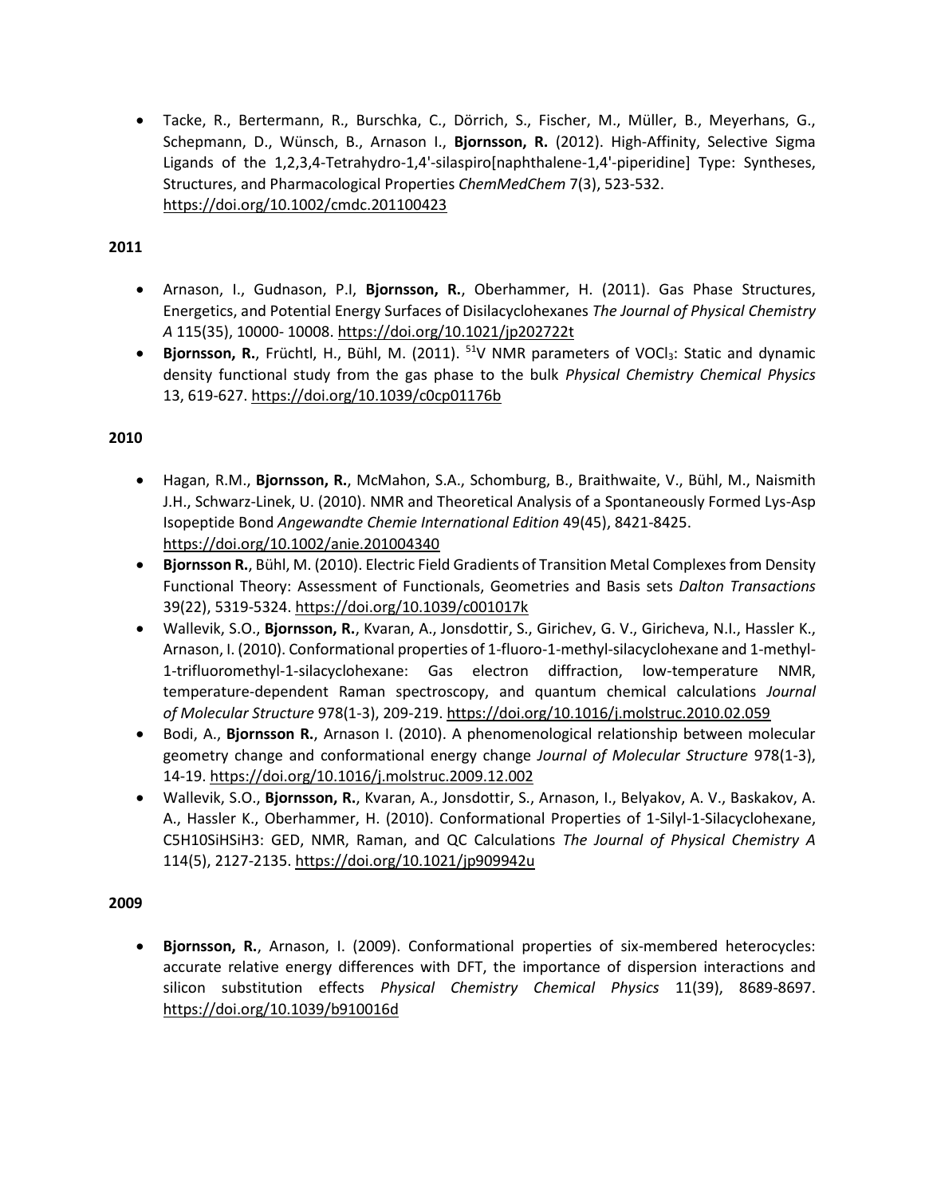- Tacke, R., Bertermann, R., Burschka, C., Dörrich, S., Fischer, M., Müller, B., Meyerhans, G., Schepmann, D., Wünsch, B., Arnason I., **Bjornsson, R.** (2012). High-Affinity, Selective Sigma Ligands of the 1,2,3,4-Tetrahydro-1,4'-silaspiro[naphthalene-1,4'-piperidine] Type: Syntheses, Structures, and Pharmacological Properties *ChemMedChem* 7(3), 523-532. https://doi.org/10.1002/cmdc.201100423

**2011**

- Arnason, I., Gudnason, P.I, **Bjornsson, R.**, Oberhammer, H. (2011). Gas Phase Structures, Energetics, and Potential Energy Surfaces of Disilacyclohexanes *The Journal of Physical Chemistry A* 115(35), 10000- 10008. https://doi.org/10.1021/jp202722t
- **Bjornsson, R.**, Früchtl, H., Bühl, M. (2011). $^{51}V$ NMR parameters of $VOCl_3$: Static and dynamic density functional study from the gas phase to the bulk *Physical Chemistry Chemical Physics* 13, 619-627. https://doi.org/10.1039/c0cp01176b

**2010**

- Hagan, R.M., **Bjornsson, R.**, McMahon, S.A., Schomburg, B., Braithwaite, V., Bühl, M., Naismith J.H., Schwarz-Linek, U. (2010). NMR and Theoretical Analysis of a Spontaneously Formed Lys-Asp Isopeptide Bond *Angewandte Chemie International Edition* 49(45), 8421-8425. https://doi.org/10.1002/anie.201004340
- **Bjornsson R.**, Bühl, M. (2010). Electric Field Gradients of Transition Metal Complexes from Density Functional Theory: Assessment of Functionals, Geometries and Basis sets *Dalton Transactions* 39(22), 5319-5324. https://doi.org/10.1039/c001017k
- Wallevik, S.O., **Bjornsson, R.**, Kvaran, A., Jonsdottir, S., Girichev, G. V., Giricheva, N.I., Hassler K., Arnason, I. (2010). Conformational properties of 1-fluoro-1-methyl-silacyclohexane and 1-methyl-1-trifluoromethyl-1-silacyclohexane: Gas electron diffraction, low-temperature NMR, temperature-dependent Raman spectroscopy, and quantum chemical calculations *Journal of Molecular Structure* 978(1-3), 209-219. https://doi.org/10.1016/j.molstruc.2010.02.059
- Bodi, A., **Bjornsson R.**, Arnason I. (2010). A phenomenological relationship between molecular geometry change and conformational energy change *Journal of Molecular Structure* 978(1-3), 14-19. https://doi.org/10.1016/j.molstruc.2009.12.002
- Wallevik, S.O., **Bjornsson, R.**, Kvaran, A., Jonsdottir, S., Arnason, I., Belyakov, A. V., Baskakov, A. A., Hassler K., Oberhammer, H. (2010). Conformational Properties of 1-Silyl-1-Silacyclohexane, C5H10SiHSiH3: GED, NMR, Raman, and QC Calculations *The Journal of Physical Chemistry A* 114(5), 2127-2135. https://doi.org/10.1021/jp909942u

**2009**

- **Bjornsson, R.**, Arnason, I. (2009). Conformational properties of six-membered heterocycles: accurate relative energy differences with DFT, the importance of dispersion interactions and silicon substitution effects *Physical Chemistry Chemical Physics* 11(39), 8689-8697. https://doi.org/10.1039/b910016d